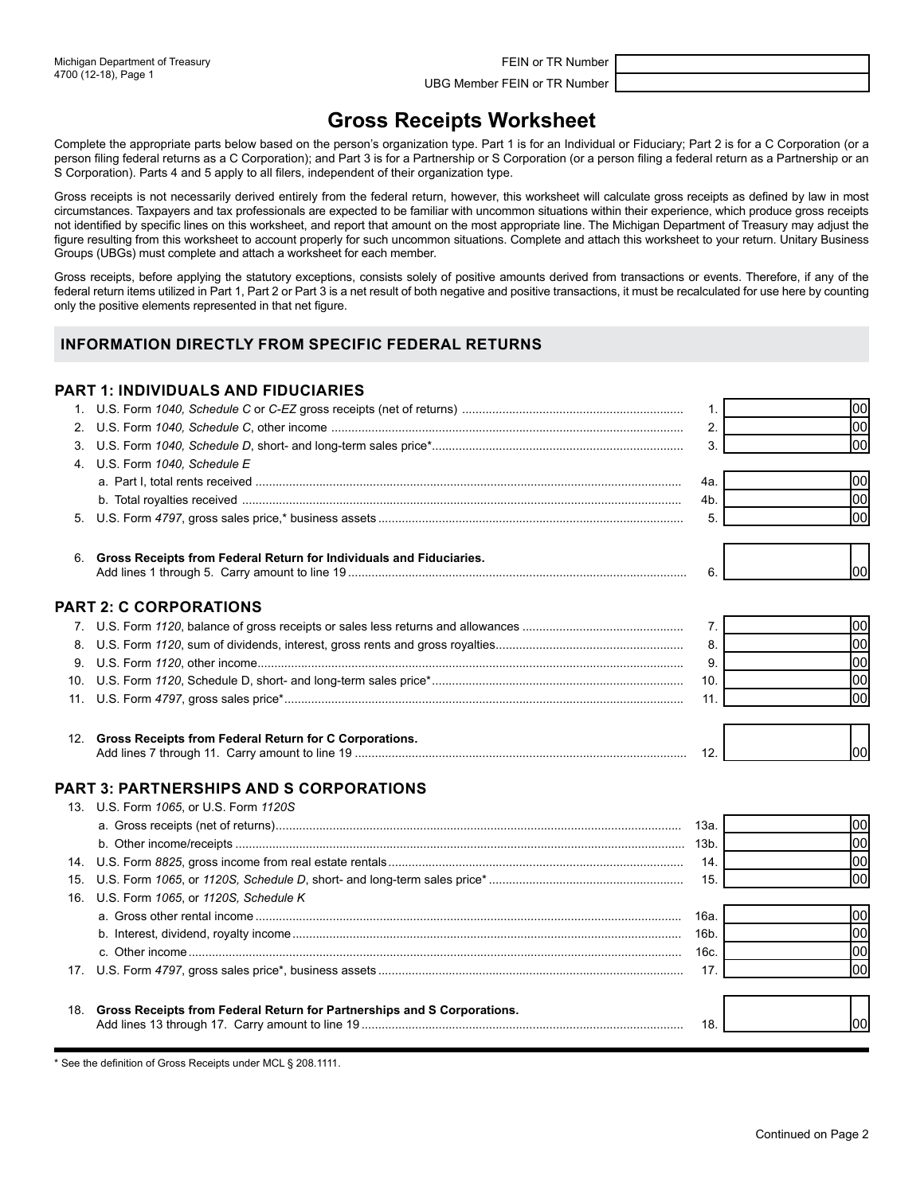Michigan Department of Treasury
4700 (12-18), Page 1

FEIN or TR Number

UBG Member FEIN or TR Number

# Gross Receipts Worksheet

Complete the appropriate parts below based on the person's organization type. Part 1 is for an Individual or Fiduciary; Part 2 is for a C Corporation (or a person filing federal returns as a C Corporation); and Part 3 is for a Partnership or S Corporation (or a person filing a federal return as a Partnership or an S Corporation). Parts 4 and 5 apply to all filers, independent of their organization type.

Gross receipts is not necessarily derived entirely from the federal return, however, this worksheet will calculate gross receipts as defined by law in most circumstances. Taxpayers and tax professionals are expected to be familiar with uncommon situations within their experience, which produce gross receipts not identified by specific lines on this worksheet, and report that amount on the most appropriate line. The Michigan Department of Treasury may adjust the figure resulting from this worksheet to account properly for such uncommon situations. Complete and attach this worksheet to your return. Unitary Business Groups (UBGs) must complete and attach a worksheet for each member.

Gross receipts, before applying the statutory exceptions, consists solely of positive amounts derived from transactions or events. Therefore, if any of the federal return items utilized in Part 1, Part 2 or Part 3 is a net result of both negative and positive transactions, it must be recalculated for use here by counting only the positive elements represented in that net figure.

## INFORMATION DIRECTLY FROM SPECIFIC FEDERAL RETURNS

### PART 1: INDIVIDUALS AND FIDUCIARIES

| | | Line | Amount |
|---|---|---|---|
| 1. | U.S. Form *1040, Schedule C* or *C-EZ* gross receipts (net of returns) | 1. | 00 |
| 2. | U.S. Form *1040, Schedule C*, other income | 2. | 00 |
| 3. | U.S. Form *1040, Schedule D*, short- and long-term sales price* | 3. | 00 |
| 4. | U.S. Form *1040, Schedule E* | | |
| | a. Part I, total rents received | 4a. | 00 |
| | b. Total royalties received | 4b. | 00 |
| 5. | U.S. Form *4797*, gross sales price,* business assets | 5. | 00 |
| 6. | **Gross Receipts from Federal Return for Individuals and Fiduciaries.** Add lines 1 through 5. Carry amount to line 19 | 6. | 00 |

### PART 2: C CORPORATIONS

| | | Line | Amount |
|---|---|---|---|
| 7. | U.S. Form *1120*, balance of gross receipts or sales less returns and allowances | 7. | 00 |
| 8. | U.S. Form *1120*, sum of dividends, interest, gross rents and gross royalties | 8. | 00 |
| 9. | U.S. Form *1120*, other income | 9. | 00 |
| 10. | U.S. Form *1120*, Schedule D, short- and long-term sales price* | 10. | 00 |
| 11. | U.S. Form *4797*, gross sales price* | 11. | 00 |
| 12. | **Gross Receipts from Federal Return for C Corporations.** Add lines 7 through 11. Carry amount to line 19 | 12. | 00 |

### PART 3: PARTNERSHIPS AND S CORPORATIONS

| | | Line | Amount |
|---|---|---|---|
| 13. | U.S. Form *1065*, or U.S. Form *1120S* | | |
| | a. Gross receipts (net of returns) | 13a. | 00 |
| | b. Other income/receipts | 13b. | 00 |
| 14. | U.S. Form *8825*, gross income from real estate rentals | 14. | 00 |
| 15. | U.S. Form *1065*, or *1120S, Schedule D*, short- and long-term sales price* | 15. | 00 |
| 16. | U.S. Form *1065*, or *1120S, Schedule K* | | |
| | a. Gross other rental income | 16a. | 00 |
| | b. Interest, dividend, royalty income | 16b. | 00 |
| | c. Other income | 16c. | 00 |
| 17. | U.S. Form *4797*, gross sales price*, business assets | 17. | 00 |
| 18. | **Gross Receipts from Federal Return for Partnerships and S Corporations.** Add lines 13 through 17. Carry amount to line 19 | 18. | 00 |

\* See the definition of Gross Receipts under MCL § 208.1111.

Continued on Page 2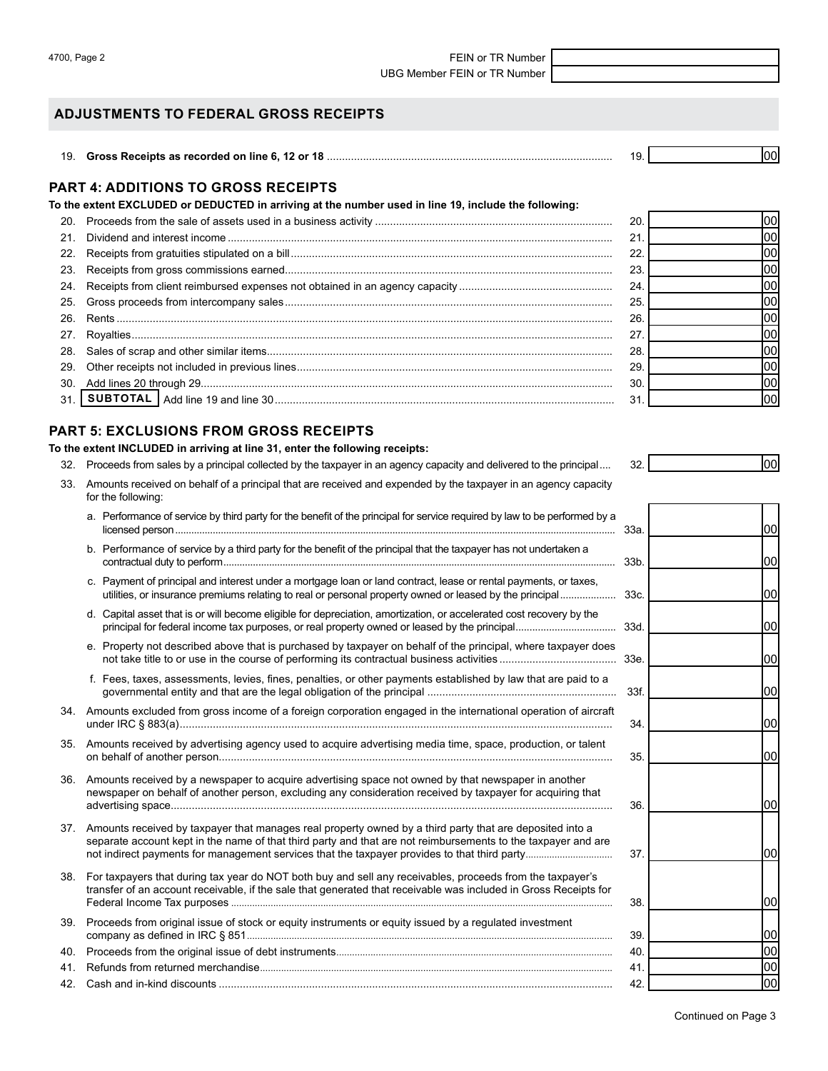FEIN or TR Number

UBG Member FEIN or TR Number

## ADJUSTMENTS TO FEDERAL GROSS RECEIPTS

| | | | |
|---|---|---|---|
| 19. | **Gross Receipts as recorded on line 6, 12 or 18** | 19. | 00 |

### PART 4: ADDITIONS TO GROSS RECEIPTS

**To the extent EXCLUDED or DEDUCTED in arriving at the number used in line 19, include the following:**

| | | | |
|---|---|---|---|
| 20. | Proceeds from the sale of assets used in a business activity | 20. | 00 |
| 21. | Dividend and interest income | 21. | 00 |
| 22. | Receipts from gratuities stipulated on a bill | 22. | 00 |
| 23. | Receipts from gross commissions earned | 23. | 00 |
| 24. | Receipts from client reimbursed expenses not obtained in an agency capacity | 24. | 00 |
| 25. | Gross proceeds from intercompany sales | 25. | 00 |
| 26. | Rents | 26. | 00 |
| 27. | Royalties | 27. | 00 |
| 28. | Sales of scrap and other similar items | 28. | 00 |
| 29. | Other receipts not included in previous lines | 29. | 00 |
| 30. | Add lines 20 through 29 | 30. | 00 |
| 31. | **SUBTOTAL** Add line 19 and line 30 | 31. | 00 |

### PART 5: EXCLUSIONS FROM GROSS RECEIPTS

**To the extent INCLUDED in arriving at line 31, enter the following receipts:**

| | | | |
|---|---|---|---|
| 32. | Proceeds from sales by a principal collected by the taxpayer in an agency capacity and delivered to the principal | 32. | 00 |
| 33. | Amounts received on behalf of a principal that are received and expended by the taxpayer in an agency capacity for the following: | | |
| | a. Performance of service by third party for the benefit of the principal for service required by law to be performed by a licensed person | 33a. | 00 |
| | b. Performance of service by a third party for the benefit of the principal that the taxpayer has not undertaken a contractual duty to perform | 33b. | 00 |
| | c. Payment of principal and interest under a mortgage loan or land contract, lease or rental payments, or taxes, utilities, or insurance premiums relating to real or personal property owned or leased by the principal | 33c. | 00 |
| | d. Capital asset that is or will become eligible for depreciation, amortization, or accelerated cost recovery by the principal for federal income tax purposes, or real property owned or leased by the principal | 33d. | 00 |
| | e. Property not described above that is purchased by taxpayer on behalf of the principal, where taxpayer does not take title to or use in the course of performing its contractual business activities | 33e. | 00 |
| | f. Fees, taxes, assessments, levies, fines, penalties, or other payments established by law that are paid to a governmental entity and that are the legal obligation of the principal | 33f. | 00 |
| 34. | Amounts excluded from gross income of a foreign corporation engaged in the international operation of aircraft under IRC § 883(a) | 34. | 00 |
| 35. | Amounts received by advertising agency used to acquire advertising media time, space, production, or talent on behalf of another person | 35. | 00 |
| 36. | Amounts received by a newspaper to acquire advertising space not owned by that newspaper in another newspaper on behalf of another person, excluding any consideration received by taxpayer for acquiring that advertising space | 36. | 00 |
| 37. | Amounts received by taxpayer that manages real property owned by a third party that are deposited into a separate account kept in the name of that third party and that are not reimbursements to the taxpayer and are not indirect payments for management services that the taxpayer provides to that third party | 37. | 00 |
| 38. | For taxpayers that during tax year do NOT both buy and sell any receivables, proceeds from the taxpayer's transfer of an account receivable, if the sale that generated that receivable was included in Gross Receipts for Federal Income Tax purposes | 38. | 00 |
| 39. | Proceeds from original issue of stock or equity instruments or equity issued by a regulated investment company as defined in IRC § 851 | 39. | 00 |
| 40. | Proceeds from the original issue of debt instruments | 40. | 00 |
| 41. | Refunds from returned merchandise | 41. | 00 |
| 42. | Cash and in-kind discounts | 42. | 00 |

Continued on Page 3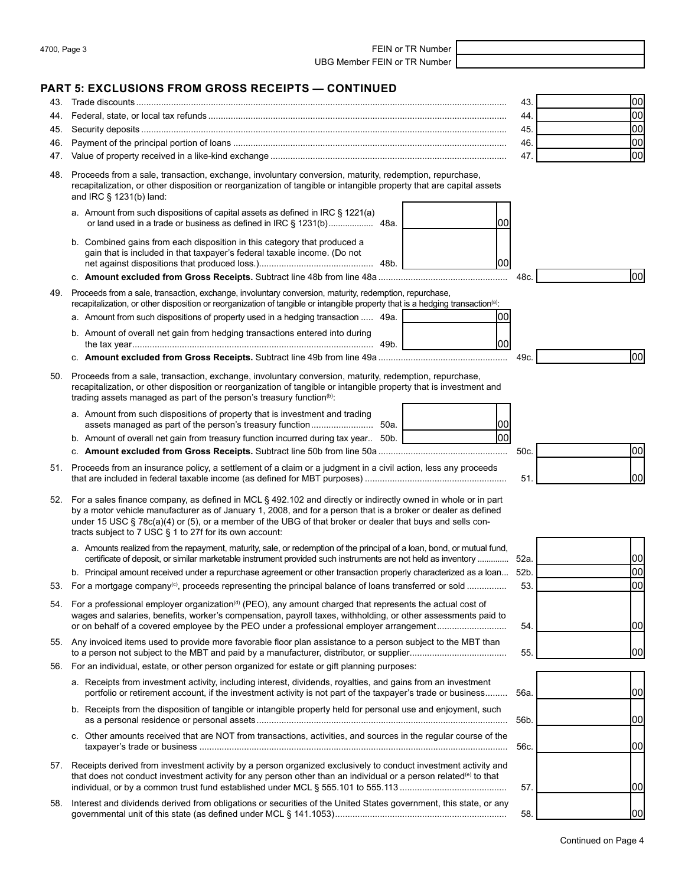4700, Page 3

FEIN or TR Number

UBG Member FEIN or TR Number

## PART 5: EXCLUSIONS FROM GROSS RECEIPTS — CONTINUED

43. Trade discounts .................................................. 43. 00

44. Federal, state, or local tax refunds .................................................. 44. 00

45. Security deposits .................................................. 45. 00

46. Payment of the principal portion of loans .................................................. 46. 00

47. Value of property received in a like-kind exchange .................................................. 47. 00

48. Proceeds from a sale, transaction, exchange, involuntary conversion, maturity, redemption, repurchase, recapitalization, or other disposition or reorganization of tangible or intangible property that are capital assets and IRC § 1231(b) land:

   a. Amount from such dispositions of capital assets as defined in IRC § 1221(a) or land used in a trade or business as defined in IRC § 1231(b) .................. 48a. 00

   b. Combined gains from each disposition in this category that produced a gain that is included in that taxpayer's federal taxable income. (Do not net against dispositions that produced loss.) .................. 48b. 00

   c. **Amount excluded from Gross Receipts.** Subtract line 48b from line 48a .................. 48c. 00

49. Proceeds from a sale, transaction, exchange, involuntary conversion, maturity, redemption, repurchase, recapitalization, or other disposition or reorganization of tangible or intangible property that is a hedging transaction[(a)]:

   a. Amount from such dispositions of property used in a hedging transaction ..... 49a. 00

   b. Amount of overall net gain from hedging transactions entered into during the tax year .................. 49b. 00

   c. **Amount excluded from Gross Receipts.** Subtract line 49b from line 49a .................. 49c. 00

50. Proceeds from a sale, transaction, exchange, involuntary conversion, maturity, redemption, repurchase, recapitalization, or other disposition or reorganization of tangible or intangible property that is investment and trading assets managed as part of the person's treasury function[(b)]:

   a. Amount from such dispositions of property that is investment and trading assets managed as part of the person's treasury function .................. 50a. 00

   b. Amount of overall net gain from treasury function incurred during tax year.. 50b. 00

   c. **Amount excluded from Gross Receipts.** Subtract line 50b from line 50a .................. 50c. 00

51. Proceeds from an insurance policy, a settlement of a claim or a judgment in a civil action, less any proceeds that are included in federal taxable income (as defined for MBT purposes) .................. 51. 00

52. For a sales finance company, as defined in MCL § 492.102 and directly or indirectly owned in whole or in part by a motor vehicle manufacturer as of January 1, 2008, and for a person that is a broker or dealer as defined under 15 USC § 78c(a)(4) or (5), or a member of the UBG of that broker or dealer that buys and sells contracts subject to 7 USC § 1 to 27f for its own account:

   a. Amounts realized from the repayment, maturity, sale, or redemption of the principal of a loan, bond, or mutual fund, certificate of deposit, or similar marketable instrument provided such instruments are not held as inventory .................. 52a. 00

   b. Principal amount received under a repurchase agreement or other transaction properly characterized as a loan... 52b. 00

53. For a mortgage company[(c)], proceeds representing the principal balance of loans transferred or sold .................. 53. 00

54. For a professional employer organization[(d)] (PEO), any amount charged that represents the actual cost of wages and salaries, benefits, worker's compensation, payroll taxes, withholding, or other assessments paid to or on behalf of a covered employee by the PEO under a professional employer arrangement .................. 54. 00

55. Any invoiced items used to provide more favorable floor plan assistance to a person subject to the MBT than to a person not subject to the MBT and paid by a manufacturer, distributor, or supplier .................. 55. 00

56. For an individual, estate, or other person organized for estate or gift planning purposes:

   a. Receipts from investment activity, including interest, dividends, royalties, and gains from an investment portfolio or retirement account, if the investment activity is not part of the taxpayer's trade or business .................. 56a. 00

   b. Receipts from the disposition of tangible or intangible property held for personal use and enjoyment, such as a personal residence or personal assets .................. 56b. 00

   c. Other amounts received that are NOT from transactions, activities, and sources in the regular course of the taxpayer's trade or business .................. 56c. 00

57. Receipts derived from investment activity by a person organized exclusively to conduct investment activity and that does not conduct investment activity for any person other than an individual or a person related[(e)] to that individual, or by a common trust fund established under MCL § 555.101 to 555.113 .................. 57. 00

58. Interest and dividends derived from obligations or securities of the United States government, this state, or any governmental unit of this state (as defined under MCL § 141.1053) .................. 58. 00

Continued on Page 4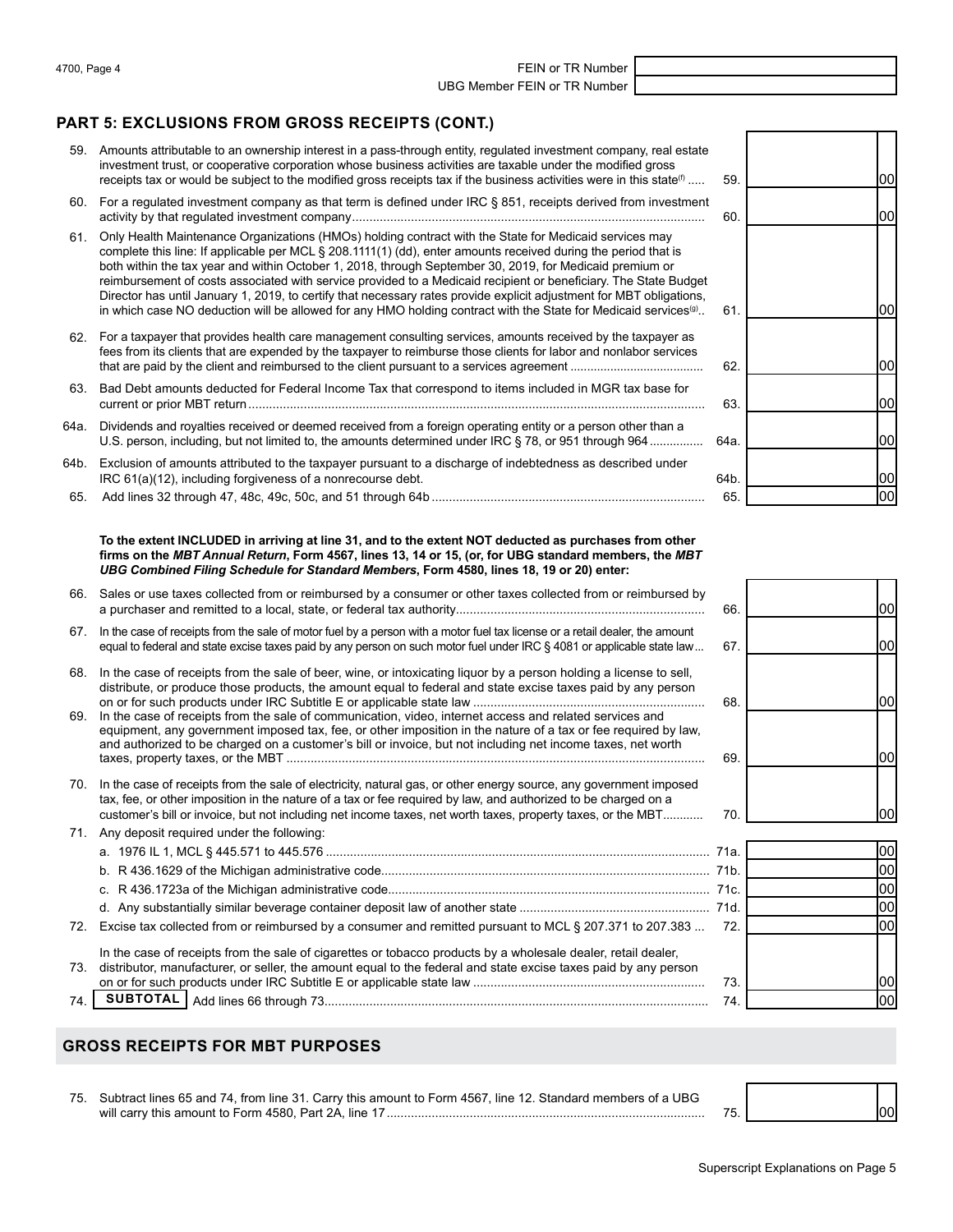FEIN or TR Number
UBG Member FEIN or TR Number

## PART 5: EXCLUSIONS FROM GROSS RECEIPTS (CONT.)

| Line | Description | | Amount |
|---|---|---|---|
| 59. | Amounts attributable to an ownership interest in a pass-through entity, regulated investment company, real estate investment trust, or cooperative corporation whose business activities are taxable under the modified gross receipts tax or would be subject to the modified gross receipts tax if the business activities were in this state[f] | 59. | 00 |
| 60. | For a regulated investment company as that term is defined under IRC § 851, receipts derived from investment activity by that regulated investment company | 60. | 00 |
| 61. | Only Health Maintenance Organizations (HMOs) holding contract with the State for Medicaid services may complete this line: If applicable per MCL § 208.1111(1) (dd), enter amounts received during the period that is both within the tax year and within October 1, 2018, through September 30, 2019, for Medicaid premium or reimbursement of costs associated with service provided to a Medicaid recipient or beneficiary. The State Budget Director has until January 1, 2019, to certify that necessary rates provide explicit adjustment for MBT obligations, in which case NO deduction will be allowed for any HMO holding contract with the State for Medicaid services[g] | 61. | 00 |
| 62. | For a taxpayer that provides health care management consulting services, amounts received by the taxpayer as fees from its clients that are expended by the taxpayer to reimburse those clients for labor and nonlabor services that are paid by the client and reimbursed to the client pursuant to a services agreement | 62. | 00 |
| 63. | Bad Debt amounts deducted for Federal Income Tax that correspond to items included in MGR tax base for current or prior MBT return | 63. | 00 |
| 64a. | Dividends and royalties received or deemed received from a foreign operating entity or a person other than a U.S. person, including, but not limited to, the amounts determined under IRC § 78, or 951 through 964 | 64a. | 00 |
| 64b. | Exclusion of amounts attributed to the taxpayer pursuant to a discharge of indebtedness as described under IRC 61(a)(12), including forgiveness of a nonrecourse debt. | 64b. | 00 |
| 65. | Add lines 32 through 47, 48c, 49c, 50c, and 51 through 64b | 65. | 00 |

**To the extent INCLUDED in arriving at line 31, and to the extent NOT deducted as purchases from other firms on the *MBT Annual Return*, Form 4567, lines 13, 14 or 15, (or, for UBG standard members, the *MBT UBG Combined Filing Schedule for Standard Members*, Form 4580, lines 18, 19 or 20) enter:**

| Line | Description | | Amount |
|---|---|---|---|
| 66. | Sales or use taxes collected from or reimbursed by a consumer or other taxes collected from or reimbursed by a purchaser and remitted to a local, state, or federal tax authority | 66. | 00 |
| 67. | In the case of receipts from the sale of motor fuel by a person with a motor fuel tax license or a retail dealer, the amount equal to federal and state excise taxes paid by any person on such motor fuel under IRC § 4081 or applicable state law | 67. | 00 |
| 68. | In the case of receipts from the sale of beer, wine, or intoxicating liquor by a person holding a license to sell, distribute, or produce those products, the amount equal to federal and state excise taxes paid by any person on or for such products under IRC Subtitle E or applicable state law | 68. | 00 |
| 69. | In the case of receipts from the sale of communication, video, internet access and related services and equipment, any government imposed tax, fee, or other imposition in the nature of a tax or fee required by law, and authorized to be charged on a customer's bill or invoice, but not including net income taxes, net worth taxes, property taxes, or the MBT | 69. | 00 |
| 70. | In the case of receipts from the sale of electricity, natural gas, or other energy source, any government imposed tax, fee, or other imposition in the nature of a tax or fee required by law, and authorized to be charged on a customer's bill or invoice, but not including net income taxes, net worth taxes, property taxes, or the MBT | 70. | 00 |
| 71. | Any deposit required under the following: | | |
| | a. 1976 IL 1, MCL § 445.571 to 445.576 | 71a. | 00 |
| | b. R 436.1629 of the Michigan administrative code | 71b. | 00 |
| | c. R 436.1723a of the Michigan administrative code | 71c. | 00 |
| | d. Any substantially similar beverage container deposit law of another state | 71d. | 00 |
| 72. | Excise tax collected from or reimbursed by a consumer and remitted pursuant to MCL § 207.371 to 207.383 | 72. | 00 |
| 73. | In the case of receipts from the sale of cigarettes or tobacco products by a wholesale dealer, retail dealer, distributor, manufacturer, or seller, the amount equal to the federal and state excise taxes paid by any person on or for such products under IRC Subtitle E or applicable state law | 73. | 00 |
| 74. | **SUBTOTAL** Add lines 66 through 73 | 74. | 00 |

## GROSS RECEIPTS FOR MBT PURPOSES

| Line | Description | | Amount |
|---|---|---|---|
| 75. | Subtract lines 65 and 74, from line 31. Carry this amount to Form 4567, line 12. Standard members of a UBG will carry this amount to Form 4580, Part 2A, line 17 | 75. | 00 |

Superscript Explanations on Page 5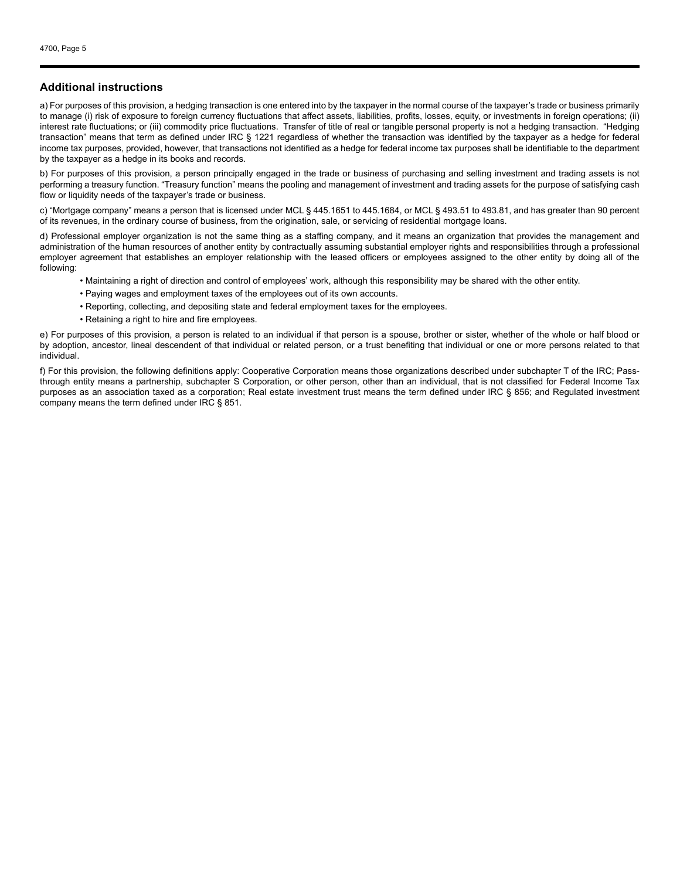## Additional instructions

a) For purposes of this provision, a hedging transaction is one entered into by the taxpayer in the normal course of the taxpayer's trade or business primarily to manage (i) risk of exposure to foreign currency fluctuations that affect assets, liabilities, profits, losses, equity, or investments in foreign operations; (ii) interest rate fluctuations; or (iii) commodity price fluctuations. Transfer of title of real or tangible personal property is not a hedging transaction. "Hedging transaction" means that term as defined under IRC § 1221 regardless of whether the transaction was identified by the taxpayer as a hedge for federal income tax purposes, provided, however, that transactions not identified as a hedge for federal income tax purposes shall be identifiable to the department by the taxpayer as a hedge in its books and records.

b) For purposes of this provision, a person principally engaged in the trade or business of purchasing and selling investment and trading assets is not performing a treasury function. "Treasury function" means the pooling and management of investment and trading assets for the purpose of satisfying cash flow or liquidity needs of the taxpayer's trade or business.

c) "Mortgage company" means a person that is licensed under MCL § 445.1651 to 445.1684, or MCL § 493.51 to 493.81, and has greater than 90 percent of its revenues, in the ordinary course of business, from the origination, sale, or servicing of residential mortgage loans.

d) Professional employer organization is not the same thing as a staffing company, and it means an organization that provides the management and administration of the human resources of another entity by contractually assuming substantial employer rights and responsibilities through a professional employer agreement that establishes an employer relationship with the leased officers or employees assigned to the other entity by doing all of the following:

- Maintaining a right of direction and control of employees' work, although this responsibility may be shared with the other entity.
- Paying wages and employment taxes of the employees out of its own accounts.
- Reporting, collecting, and depositing state and federal employment taxes for the employees.
- Retaining a right to hire and fire employees.

e) For purposes of this provision, a person is related to an individual if that person is a spouse, brother or sister, whether of the whole or half blood or by adoption, ancestor, lineal descendent of that individual or related person, or a trust benefiting that individual or one or more persons related to that individual.

f) For this provision, the following definitions apply: Cooperative Corporation means those organizations described under subchapter T of the IRC; Pass-through entity means a partnership, subchapter S Corporation, or other person, other than an individual, that is not classified for Federal Income Tax purposes as an association taxed as a corporation; Real estate investment trust means the term defined under IRC § 856; and Regulated investment company means the term defined under IRC § 851.